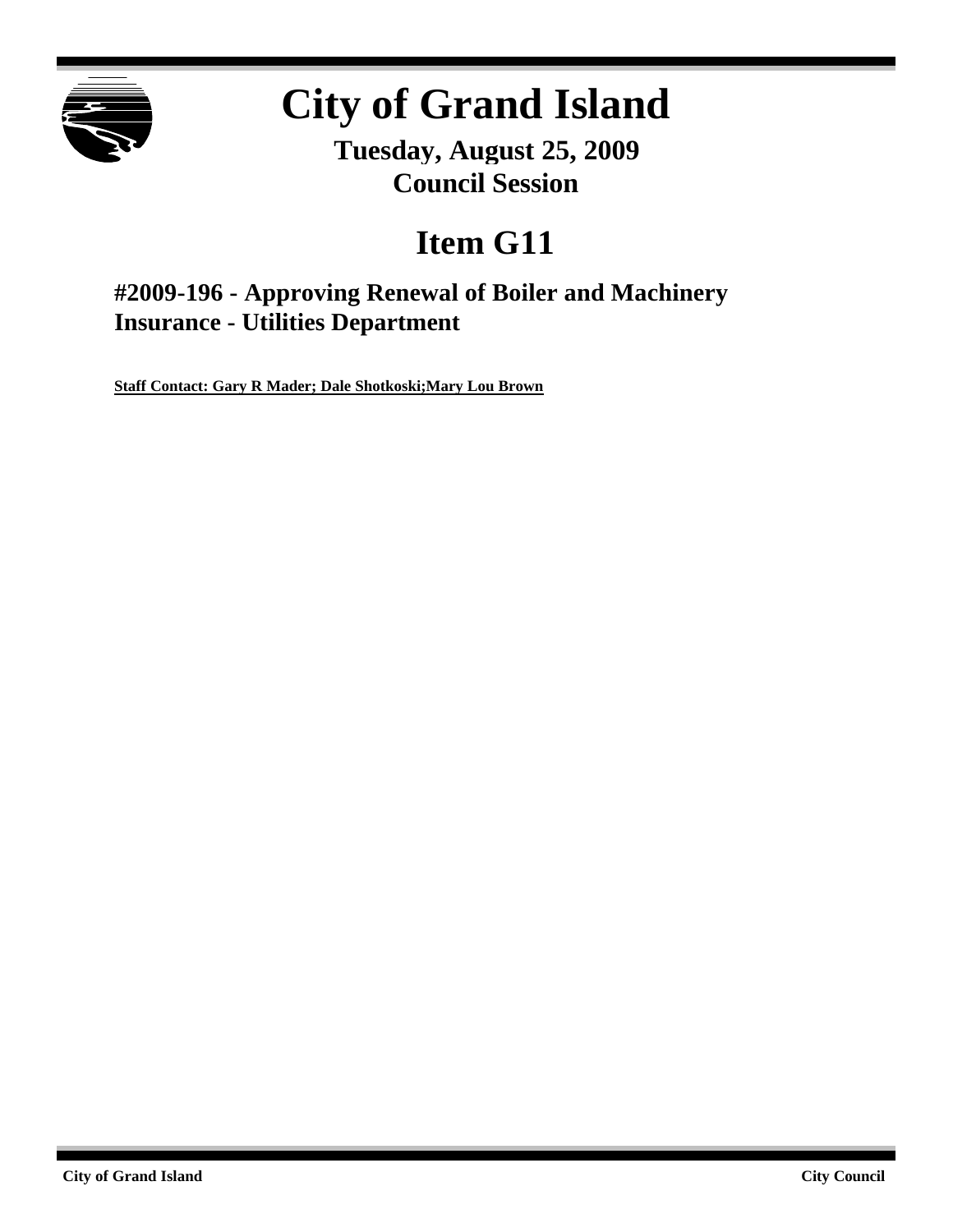# City of Grand Island

**Tuesday, August 25, 2009**
**Council Session**

# Item G11

## #2009-196 - Approving Renewal of Boiler and Machinery Insurance - Utilities Department

**Staff Contact: Gary R Mader; Dale Shotkoski;Mary Lou Brown**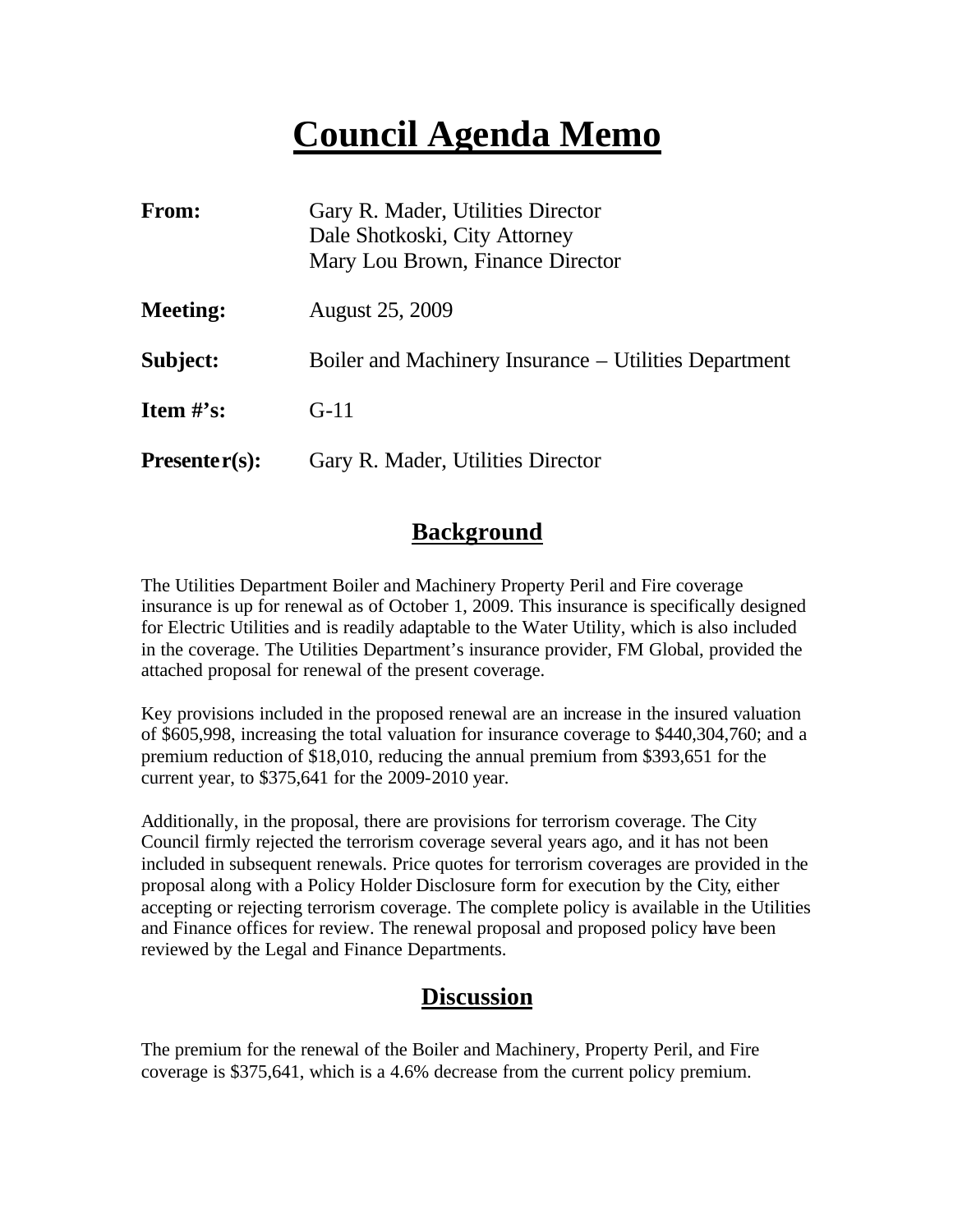# Council Agenda Memo

| | |
|---|---|
| **From:** | Gary R. Mader, Utilities Director<br>Dale Shotkoski, City Attorney<br>Mary Lou Brown, Finance Director |
| **Meeting:** | August 25, 2009 |
| **Subject:** | Boiler and Machinery Insurance – Utilities Department |
| **Item #'s:** | G-11 |
| **Presenter(s):** | Gary R. Mader, Utilities Director |

## Background

The Utilities Department Boiler and Machinery Property Peril and Fire coverage insurance is up for renewal as of October 1, 2009. This insurance is specifically designed for Electric Utilities and is readily adaptable to the Water Utility, which is also included in the coverage. The Utilities Department's insurance provider, FM Global, provided the attached proposal for renewal of the present coverage.

Key provisions included in the proposed renewal are an increase in the insured valuation of $605,998, increasing the total valuation for insurance coverage to $440,304,760; and a premium reduction of $18,010, reducing the annual premium from $393,651 for the current year, to $375,641 for the 2009-2010 year.

Additionally, in the proposal, there are provisions for terrorism coverage. The City Council firmly rejected the terrorism coverage several years ago, and it has not been included in subsequent renewals. Price quotes for terrorism coverages are provided in the proposal along with a Policy Holder Disclosure form for execution by the City, either accepting or rejecting terrorism coverage. The complete policy is available in the Utilities and Finance offices for review. The renewal proposal and proposed policy have been reviewed by the Legal and Finance Departments.

## Discussion

The premium for the renewal of the Boiler and Machinery, Property Peril, and Fire coverage is $375,641, which is a 4.6% decrease from the current policy premium.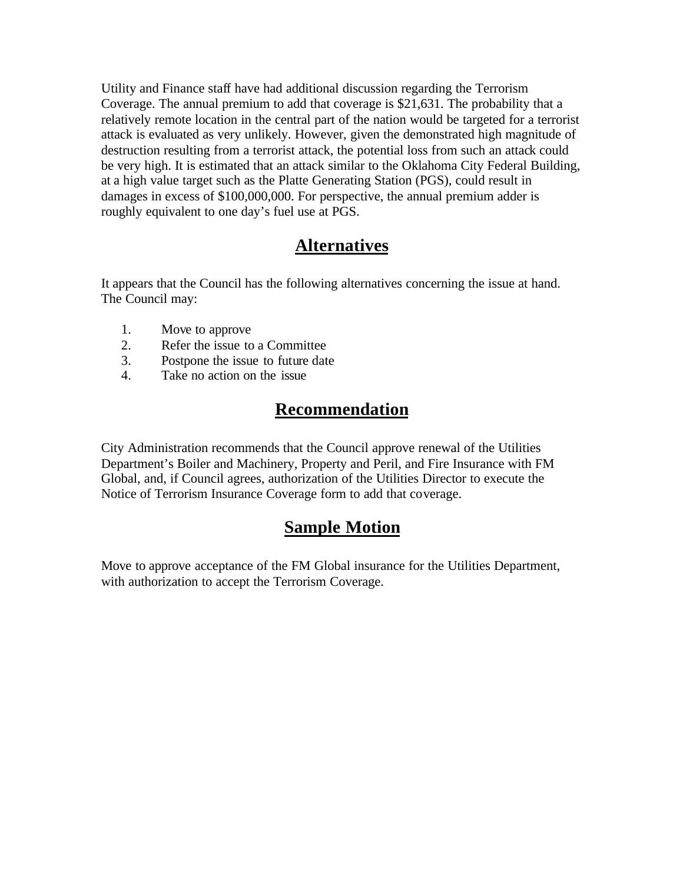Utility and Finance staff have had additional discussion regarding the Terrorism Coverage. The annual premium to add that coverage is $21,631. The probability that a relatively remote location in the central part of the nation would be targeted for a terrorist attack is evaluated as very unlikely. However, given the demonstrated high magnitude of destruction resulting from a terrorist attack, the potential loss from such an attack could be very high. It is estimated that an attack similar to the Oklahoma City Federal Building, at a high value target such as the Platte Generating Station (PGS), could result in damages in excess of $100,000,000. For perspective, the annual premium adder is roughly equivalent to one day's fuel use at PGS.

## Alternatives

It appears that the Council has the following alternatives concerning the issue at hand. The Council may:

1. Move to approve
2. Refer the issue to a Committee
3. Postpone the issue to future date
4. Take no action on the issue

## Recommendation

City Administration recommends that the Council approve renewal of the Utilities Department's Boiler and Machinery, Property and Peril, and Fire Insurance with FM Global, and, if Council agrees, authorization of the Utilities Director to execute the Notice of Terrorism Insurance Coverage form to add that coverage.

## Sample Motion

Move to approve acceptance of the FM Global insurance for the Utilities Department, with authorization to accept the Terrorism Coverage.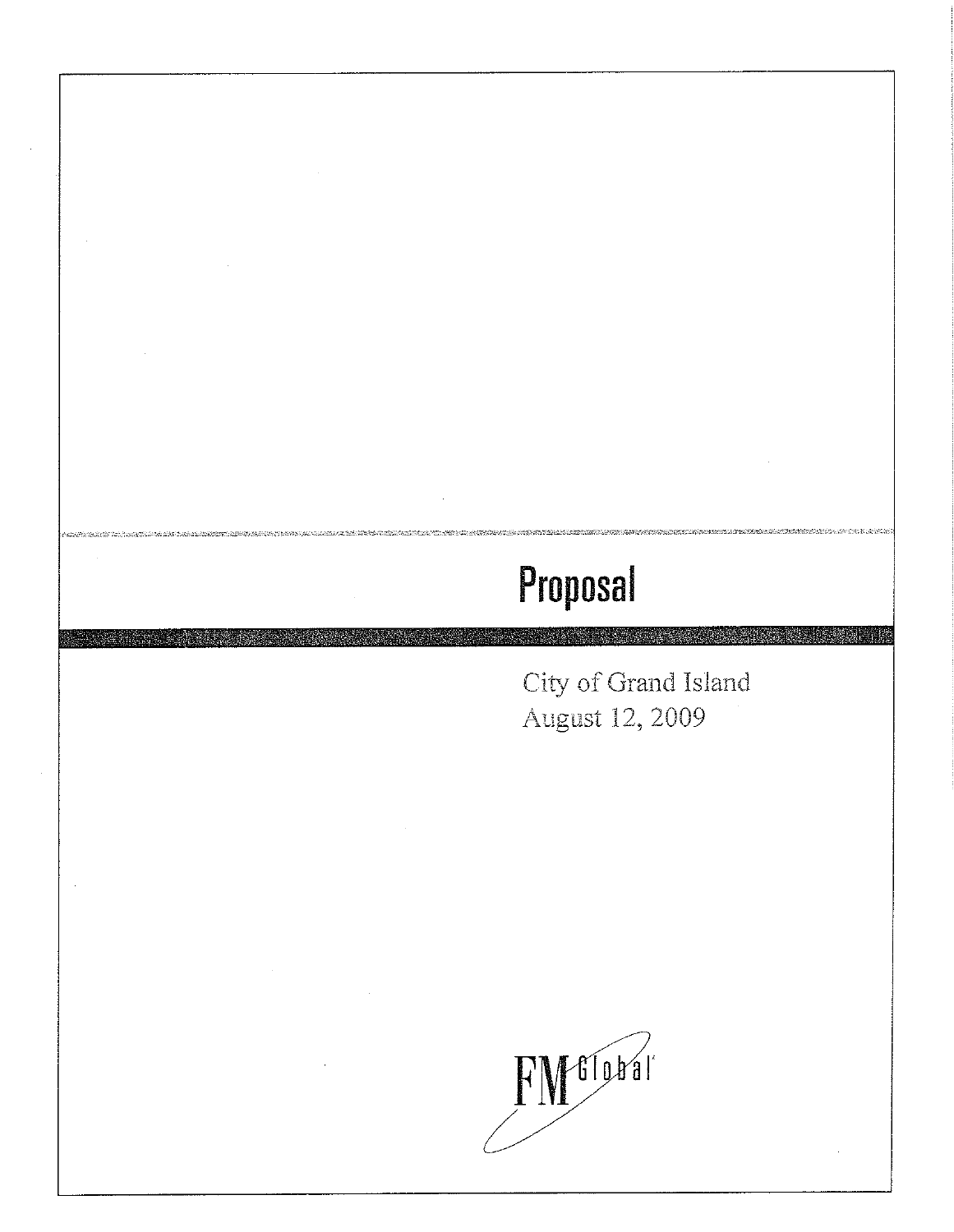# Proposal

City of Grand Island
August 12, 2009

FM Global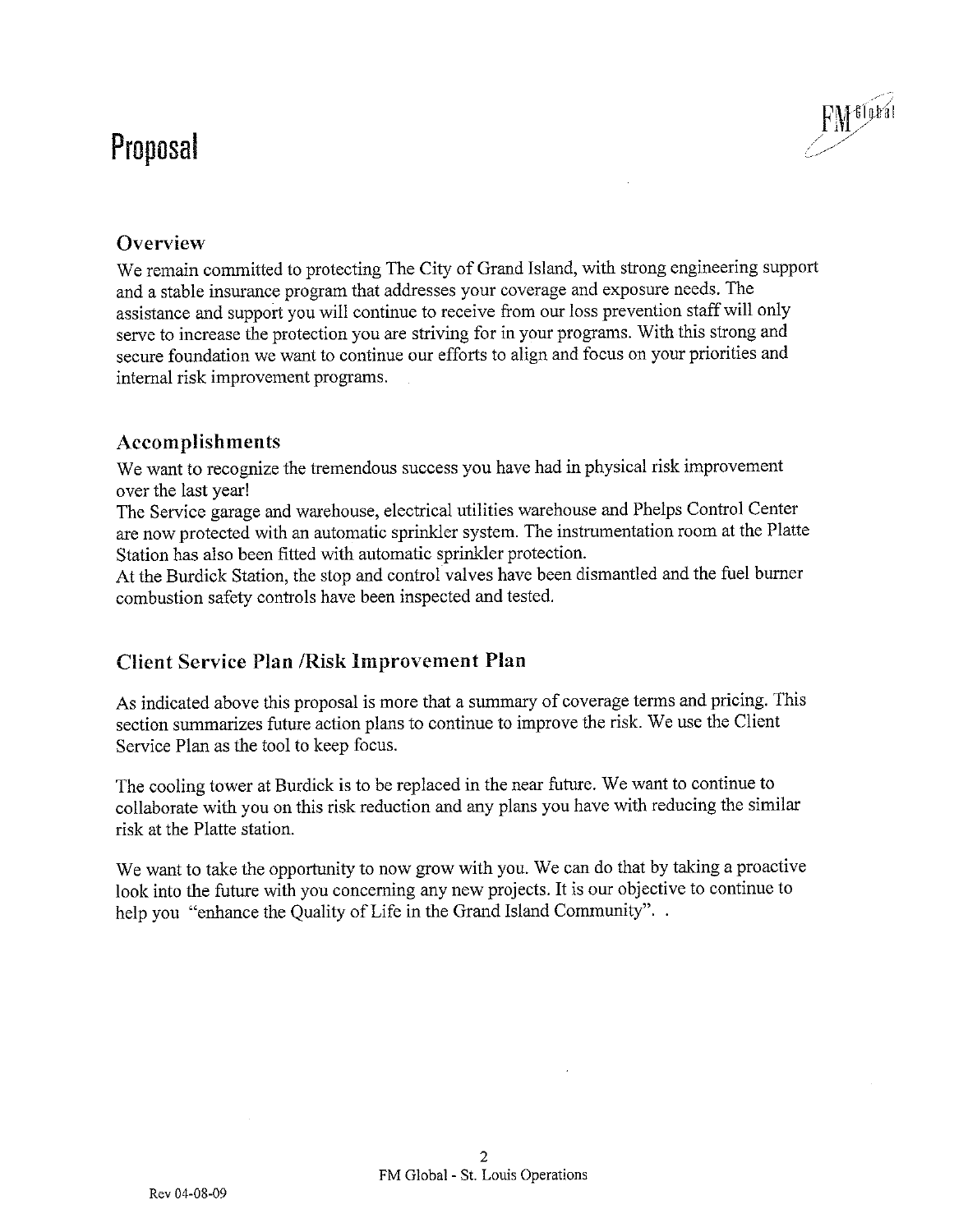# Proposal

## Overview

We remain committed to protecting The City of Grand Island, with strong engineering support and a stable insurance program that addresses your coverage and exposure needs. The assistance and support you will continue to receive from our loss prevention staff will only serve to increase the protection you are striving for in your programs. With this strong and secure foundation we want to continue our efforts to align and focus on your priorities and internal risk improvement programs.

## Accomplishments

We want to recognize the tremendous success you have had in physical risk improvement over the last year!

The Service garage and warehouse, electrical utilities warehouse and Phelps Control Center are now protected with an automatic sprinkler system. The instrumentation room at the Platte Station has also been fitted with automatic sprinkler protection.

At the Burdick Station, the stop and control valves have been dismantled and the fuel burner combustion safety controls have been inspected and tested.

## Client Service Plan /Risk Improvement Plan

As indicated above this proposal is more that a summary of coverage terms and pricing. This section summarizes future action plans to continue to improve the risk. We use the Client Service Plan as the tool to keep focus.

The cooling tower at Burdick is to be replaced in the near future. We want to continue to collaborate with you on this risk reduction and any plans you have with reducing the similar risk at the Platte station.

We want to take the opportunity to now grow with you. We can do that by taking a proactive look into the future with you concerning any new projects. It is our objective to continue to help you "enhance the Quality of Life in the Grand Island Community". .

FM Global - St. Louis Operations

Rev 04-08-09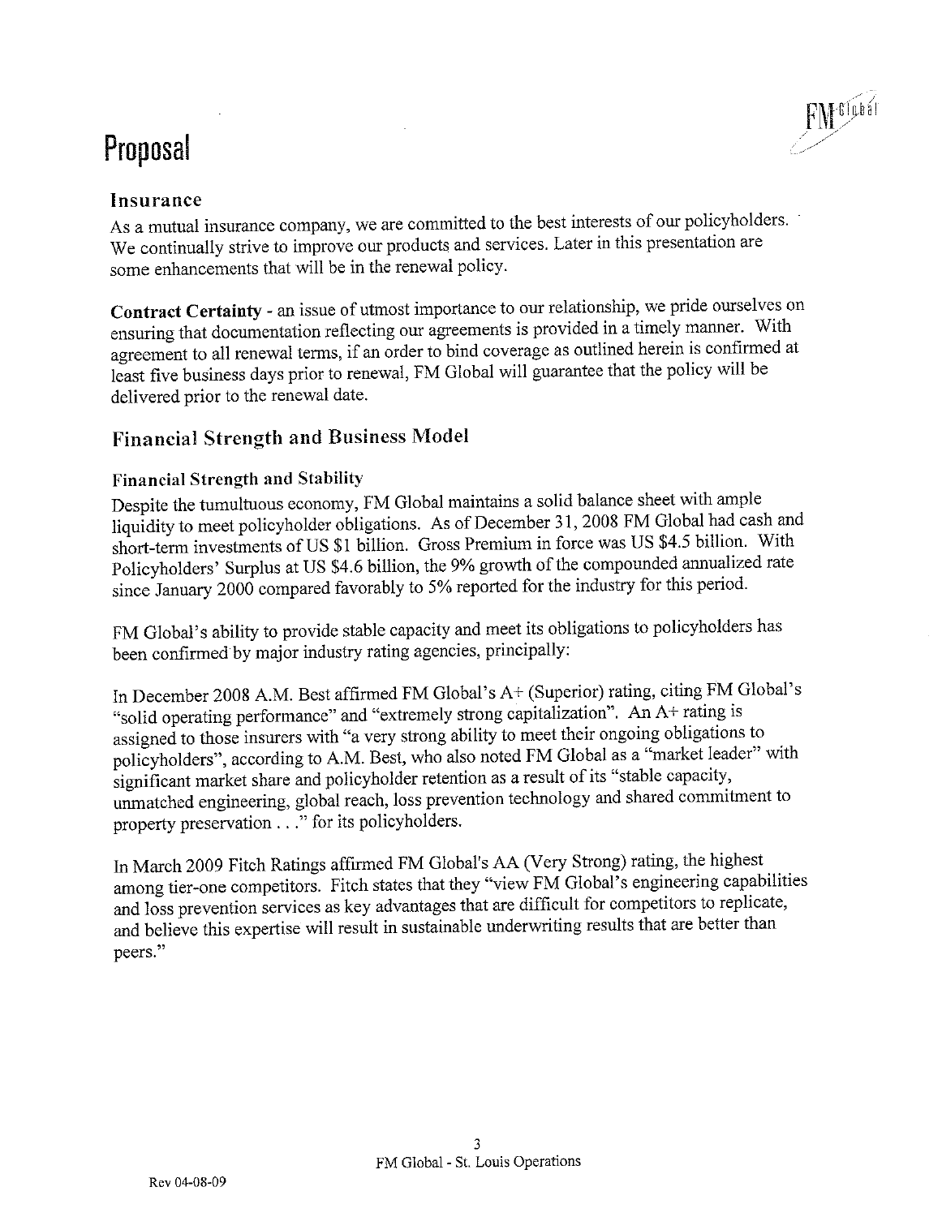# Proposal

## Insurance

As a mutual insurance company, we are committed to the best interests of our policyholders. We continually strive to improve our products and services. Later in this presentation are some enhancements that will be in the renewal policy.

**Contract Certainty** - an issue of utmost importance to our relationship, we pride ourselves on ensuring that documentation reflecting our agreements is provided in a timely manner. With agreement to all renewal terms, if an order to bind coverage as outlined herein is confirmed at least five business days prior to renewal, FM Global will guarantee that the policy will be delivered prior to the renewal date.

## Financial Strength and Business Model

### Financial Strength and Stability

Despite the tumultuous economy, FM Global maintains a solid balance sheet with ample liquidity to meet policyholder obligations. As of December 31, 2008 FM Global had cash and short-term investments of US $1 billion. Gross Premium in force was US $4.5 billion. With Policyholders' Surplus at US $4.6 billion, the 9% growth of the compounded annualized rate since January 2000 compared favorably to 5% reported for the industry for this period.

FM Global's ability to provide stable capacity and meet its obligations to policyholders has been confirmed by major industry rating agencies, principally:

In December 2008 A.M. Best affirmed FM Global's A+ (Superior) rating, citing FM Global's "solid operating performance" and "extremely strong capitalization". An A+ rating is assigned to those insurers with "a very strong ability to meet their ongoing obligations to policyholders", according to A.M. Best, who also noted FM Global as a "market leader" with significant market share and policyholder retention as a result of its "stable capacity, unmatched engineering, global reach, loss prevention technology and shared commitment to property preservation . . ." for its policyholders.

In March 2009 Fitch Ratings affirmed FM Global's AA (Very Strong) rating, the highest among tier-one competitors. Fitch states that they "view FM Global's engineering capabilities and loss prevention services as key advantages that are difficult for competitors to replicate, and believe this expertise will result in sustainable underwriting results that are better than peers."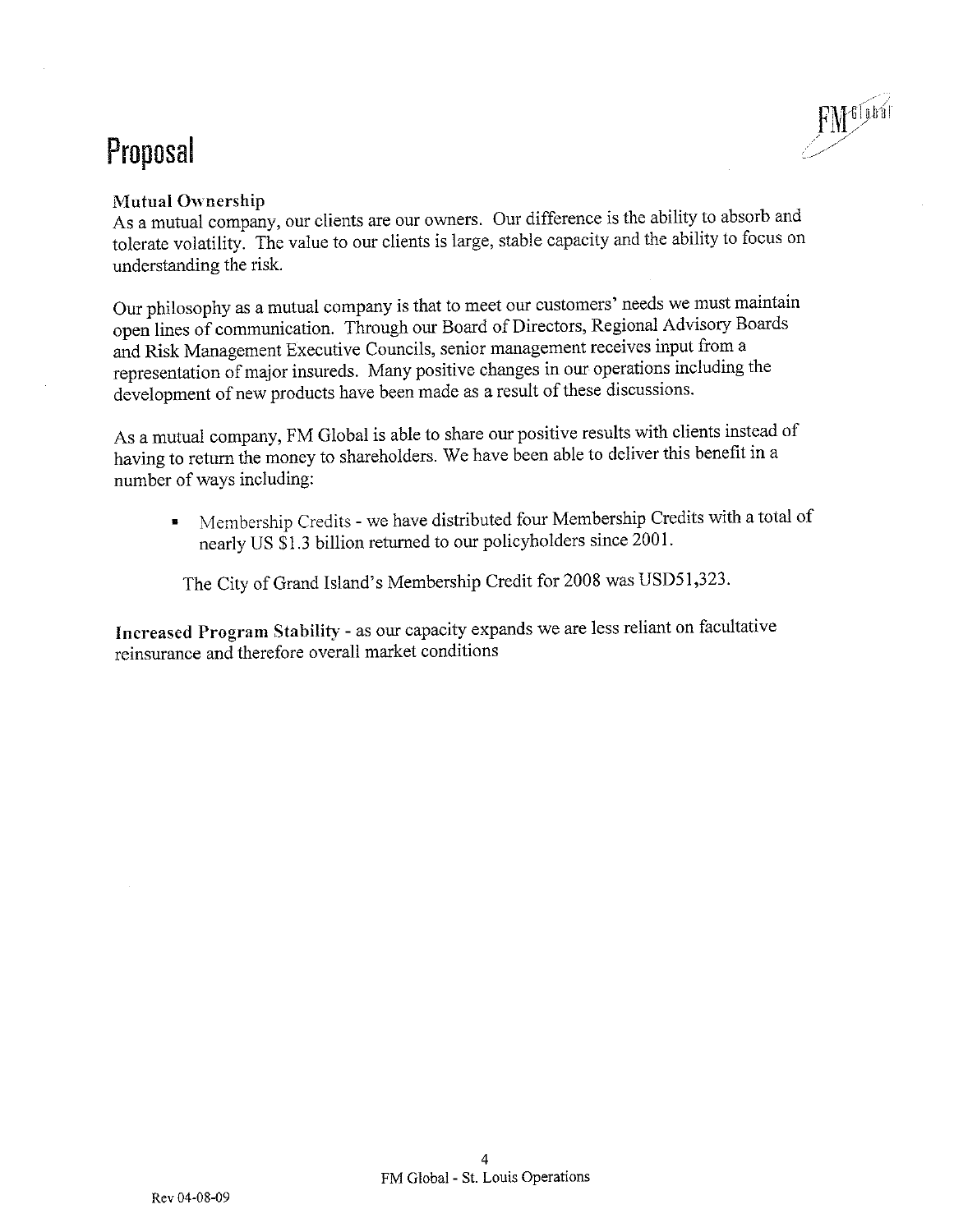# Proposal

**Mutual Ownership**
As a mutual company, our clients are our owners. Our difference is the ability to absorb and tolerate volatility. The value to our clients is large, stable capacity and the ability to focus on understanding the risk.

Our philosophy as a mutual company is that to meet our customers' needs we must maintain open lines of communication. Through our Board of Directors, Regional Advisory Boards and Risk Management Executive Councils, senior management receives input from a representation of major insureds. Many positive changes in our operations including the development of new products have been made as a result of these discussions.

As a mutual company, FM Global is able to share our positive results with clients instead of having to return the money to shareholders. We have been able to deliver this benefit in a number of ways including:

- Membership Credits - we have distributed four Membership Credits with a total of nearly US $1.3 billion returned to our policyholders since 2001.

  The City of Grand Island's Membership Credit for 2008 was USD51,323.

**Increased Program Stability** - as our capacity expands we are less reliant on facultative reinsurance and therefore overall market conditions

FM Global - St. Louis Operations

Rev 04-08-09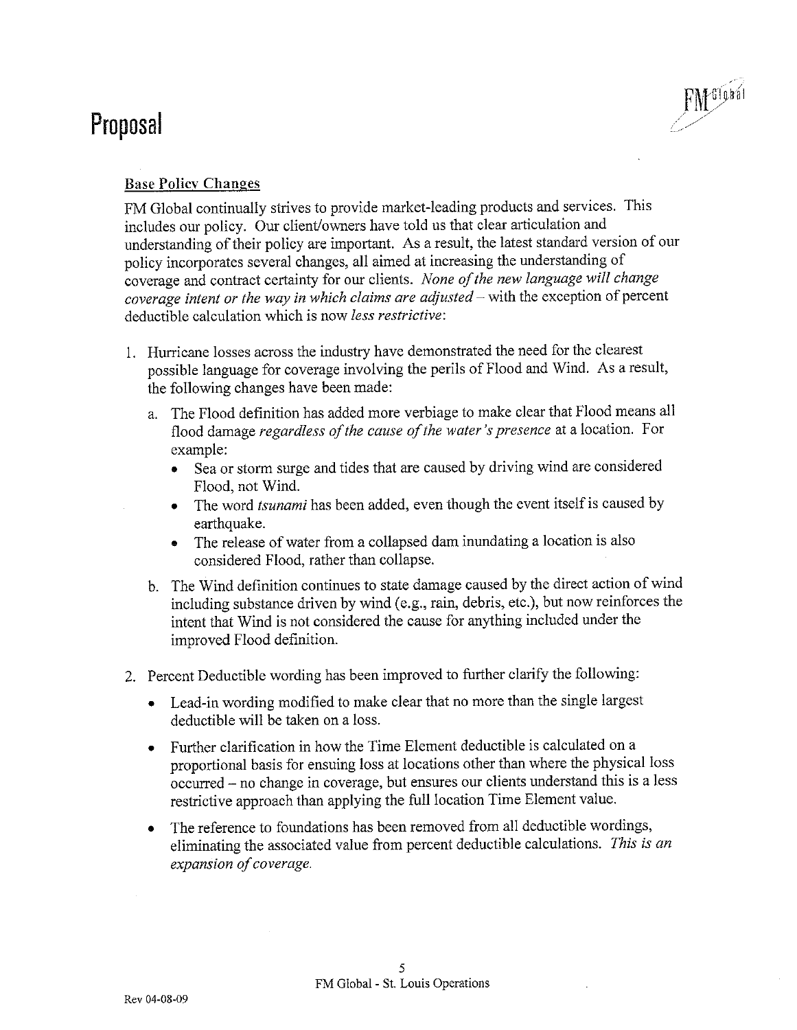# Proposal

## Base Policy Changes

FM Global continually strives to provide market-leading products and services. This includes our policy. Our client/owners have told us that clear articulation and understanding of their policy are important. As a result, the latest standard version of our policy incorporates several changes, all aimed at increasing the understanding of coverage and contract certainty for our clients. *None of the new language will change coverage intent or the way in which claims are adjusted* – with the exception of percent deductible calculation which is now *less restrictive*:

1. Hurricane losses across the industry have demonstrated the need for the clearest possible language for coverage involving the perils of Flood and Wind. As a result, the following changes have been made:
   a. The Flood definition has added more verbiage to make clear that Flood means all flood damage *regardless of the cause of the water's presence* at a location. For example:
      - Sea or storm surge and tides that are caused by driving wind are considered Flood, not Wind.
      - The word *tsunami* has been added, even though the event itself is caused by earthquake.
      - The release of water from a collapsed dam inundating a location is also considered Flood, rather than collapse.

   b. The Wind definition continues to state damage caused by the direct action of wind including substance driven by wind (e.g., rain, debris, etc.), but now reinforces the intent that Wind is not considered the cause for anything included under the improved Flood definition.

2. Percent Deductible wording has been improved to further clarify the following:
   - Lead-in wording modified to make clear that no more than the single largest deductible will be taken on a loss.
   - Further clarification in how the Time Element deductible is calculated on a proportional basis for ensuing loss at locations other than where the physical loss occurred – no change in coverage, but ensures our clients understand this is a less restrictive approach than applying the full location Time Element value.
   - The reference to foundations has been removed from all deductible wordings, eliminating the associated value from percent deductible calculations. *This is an expansion of coverage.*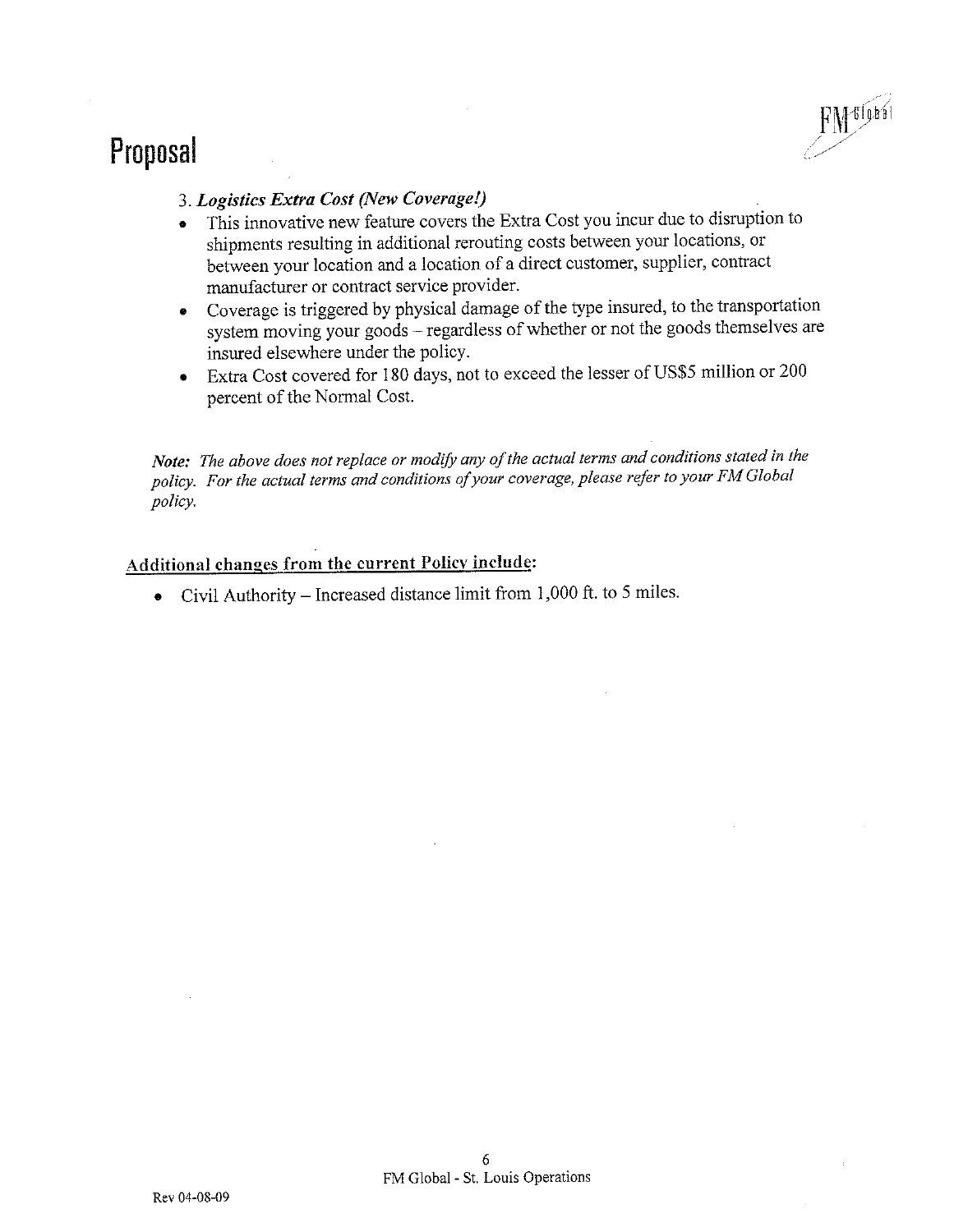# Proposal

3. ***Logistics Extra Cost (New Coverage!)***

- This innovative new feature covers the Extra Cost you incur due to disruption to shipments resulting in additional rerouting costs between your locations, or between your location and a location of a direct customer, supplier, contract manufacturer or contract service provider.
- Coverage is triggered by physical damage of the type insured, to the transportation system moving your goods – regardless of whether or not the goods themselves are insured elsewhere under the policy.
- Extra Cost covered for 180 days, not to exceed the lesser of US$5 million or 200 percent of the Normal Cost.

***Note:*** *The above does not replace or modify any of the actual terms and conditions stated in the policy. For the actual terms and conditions of your coverage, please refer to your FM Global policy.*

## Additional changes from the current Policy include:

- Civil Authority – Increased distance limit from 1,000 ft. to 5 miles.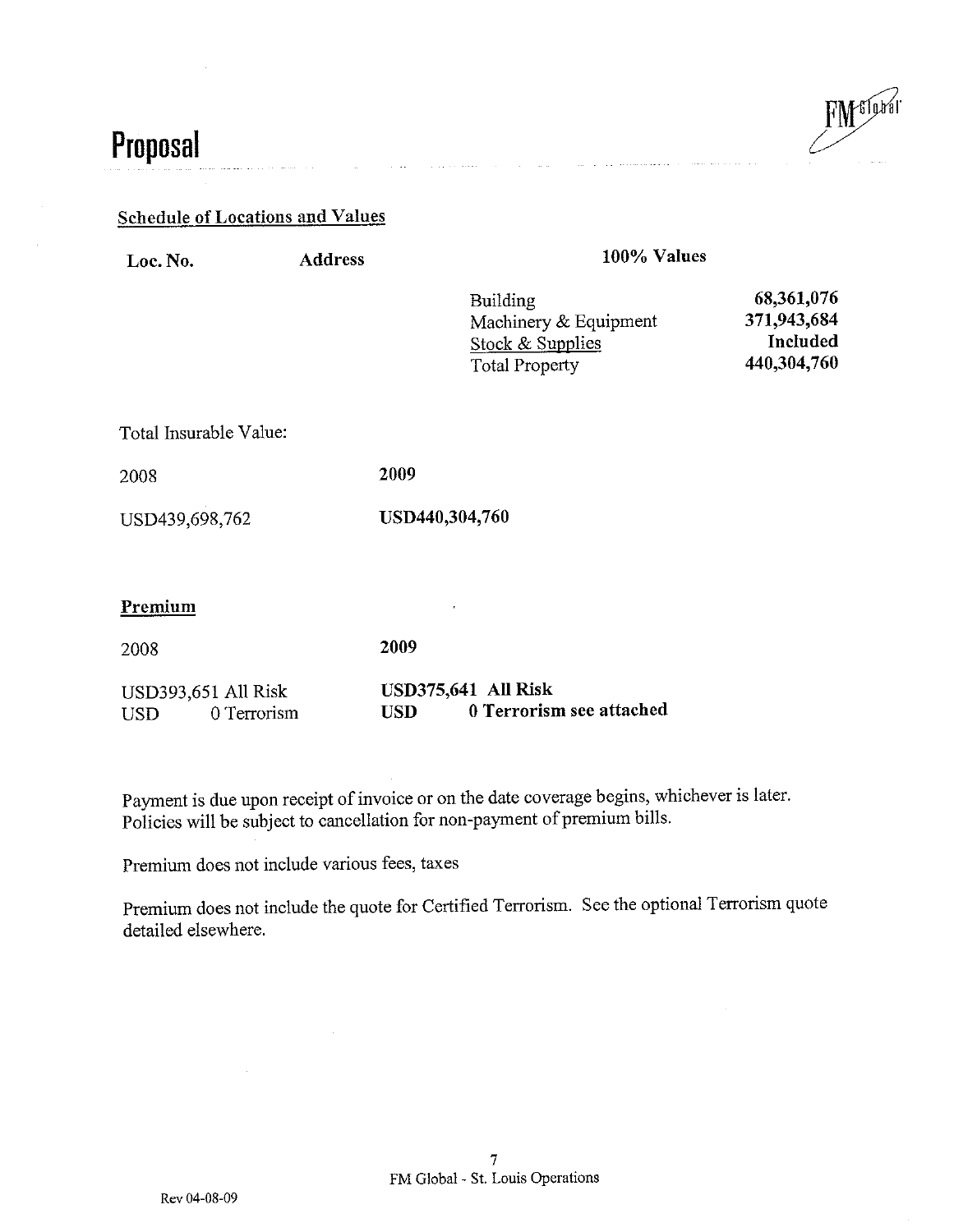# Proposal

## Schedule of Locations and Values

| Loc. No. | Address | 100% Values | |
|---|---|---|---|
| | | Building | **68,361,076** |
| | | Machinery & Equipment | **371,943,684** |
| | | Stock & Supplies | **Included** |
| | | Total Property | **440,304,760** |

Total Insurable Value:

| 2008 | **2009** |
|---|---|
| USD439,698,762 | **USD440,304,760** |

## Premium

| 2008 | **2009** |
|---|---|
| USD393,651 All Risk | **USD375,641 All Risk** |
| USD 0 Terrorism | **USD 0 Terrorism see attached** |

Payment is due upon receipt of invoice or on the date coverage begins, whichever is later. Policies will be subject to cancellation for non-payment of premium bills.

Premium does not include various fees, taxes

Premium does not include the quote for Certified Terrorism. See the optional Terrorism quote detailed elsewhere.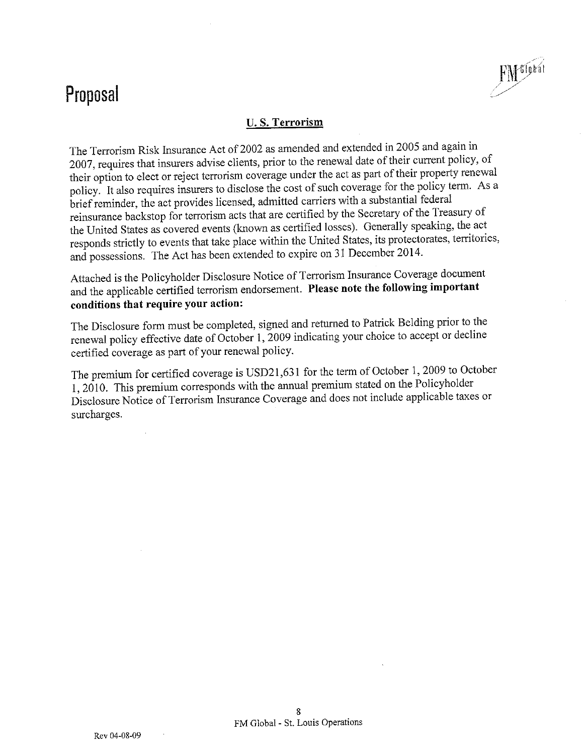# Proposal

## U. S. Terrorism

The Terrorism Risk Insurance Act of 2002 as amended and extended in 2005 and again in 2007, requires that insurers advise clients, prior to the renewal date of their current policy, of their option to elect or reject terrorism coverage under the act as part of their property renewal policy. It also requires insurers to disclose the cost of such coverage for the policy term. As a brief reminder, the act provides licensed, admitted carriers with a substantial federal reinsurance backstop for terrorism acts that are certified by the Secretary of the Treasury of the United States as covered events (known as certified losses). Generally speaking, the act responds strictly to events that take place within the United States, its protectorates, territories, and possessions. The Act has been extended to expire on 31 December 2014.

Attached is the Policyholder Disclosure Notice of Terrorism Insurance Coverage document and the applicable certified terrorism endorsement. **Please note the following important conditions that require your action:**

The Disclosure form must be completed, signed and returned to Patrick Belding prior to the renewal policy effective date of October 1, 2009 indicating your choice to accept or decline certified coverage as part of your renewal policy.

The premium for certified coverage is USD21,631 for the term of October 1, 2009 to October 1, 2010. This premium corresponds with the annual premium stated on the Policyholder Disclosure Notice of Terrorism Insurance Coverage and does not include applicable taxes or surcharges.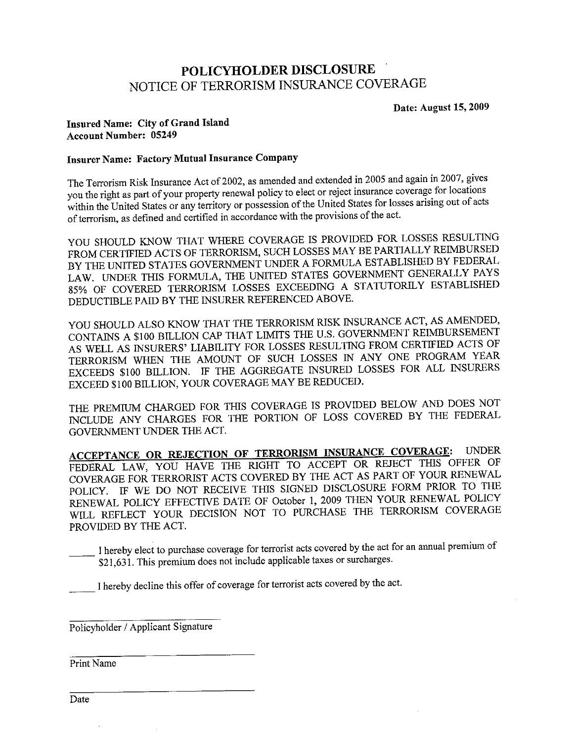# POLICYHOLDER DISCLOSURE

## NOTICE OF TERRORISM INSURANCE COVERAGE

**Date: August 15, 2009**

**Insured Name: City of Grand Island**
**Account Number: 05249**

**Insurer Name: Factory Mutual Insurance Company**

The Terrorism Risk Insurance Act of 2002, as amended and extended in 2005 and again in 2007, gives you the right as part of your property renewal policy to elect or reject insurance coverage for locations within the United States or any territory or possession of the United States for losses arising out of acts of terrorism, as defined and certified in accordance with the provisions of the act.

YOU SHOULD KNOW THAT WHERE COVERAGE IS PROVIDED FOR LOSSES RESULTING FROM CERTIFIED ACTS OF TERRORISM, SUCH LOSSES MAY BE PARTIALLY REIMBURSED BY THE UNITED STATES GOVERNMENT UNDER A FORMULA ESTABLISHED BY FEDERAL LAW. UNDER THIS FORMULA, THE UNITED STATES GOVERNMENT GENERALLY PAYS 85% OF COVERED TERRORISM LOSSES EXCEEDING A STATUTORILY ESTABLISHED DEDUCTIBLE PAID BY THE INSURER REFERENCED ABOVE.

YOU SHOULD ALSO KNOW THAT THE TERRORISM RISK INSURANCE ACT, AS AMENDED, CONTAINS A $100 BILLION CAP THAT LIMITS THE U.S. GOVERNMENT REIMBURSEMENT AS WELL AS INSURERS' LIABILITY FOR LOSSES RESULTING FROM CERTIFIED ACTS OF TERRORISM WHEN THE AMOUNT OF SUCH LOSSES IN ANY ONE PROGRAM YEAR EXCEEDS $100 BILLION. IF THE AGGREGATE INSURED LOSSES FOR ALL INSURERS EXCEED $100 BILLION, YOUR COVERAGE MAY BE REDUCED.

THE PREMIUM CHARGED FOR THIS COVERAGE IS PROVIDED BELOW AND DOES NOT INCLUDE ANY CHARGES FOR THE PORTION OF LOSS COVERED BY THE FEDERAL GOVERNMENT UNDER THE ACT.

**<u>ACCEPTANCE OR REJECTION OF TERRORISM INSURANCE COVERAGE</u>:** UNDER FEDERAL LAW, YOU HAVE THE RIGHT TO ACCEPT OR REJECT THIS OFFER OF COVERAGE FOR TERRORIST ACTS COVERED BY THE ACT AS PART OF YOUR RENEWAL POLICY. IF WE DO NOT RECEIVE THIS SIGNED DISCLOSURE FORM PRIOR TO THE RENEWAL POLICY EFFECTIVE DATE OF October 1, 2009 THEN YOUR RENEWAL POLICY WILL REFLECT YOUR DECISION NOT TO PURCHASE THE TERRORISM COVERAGE PROVIDED BY THE ACT.

_____ I hereby elect to purchase coverage for terrorist acts covered by the act for an annual premium of $21,631. This premium does not include applicable taxes or surcharges.

_____ I hereby decline this offer of coverage for terrorist acts covered by the act.

______________________________
Policyholder / Applicant Signature

______________________________
Print Name

______________________________
Date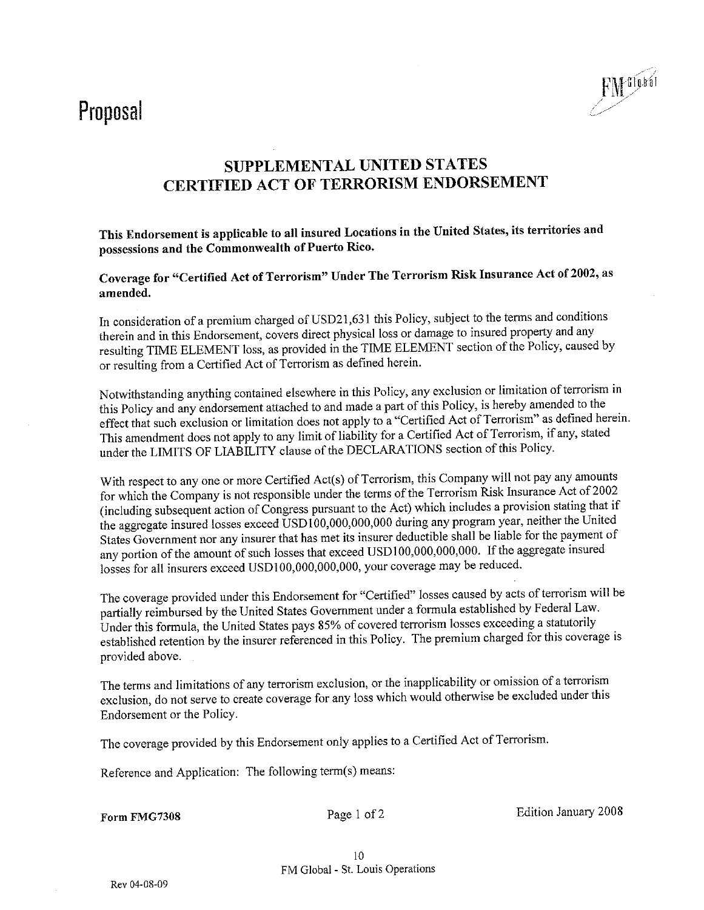# Proposal

FM Global

## SUPPLEMENTAL UNITED STATES CERTIFIED ACT OF TERRORISM ENDORSEMENT

**This Endorsement is applicable to all insured Locations in the United States, its territories and possessions and the Commonwealth of Puerto Rico.**

**Coverage for "Certified Act of Terrorism" Under The Terrorism Risk Insurance Act of 2002, as amended.**

In consideration of a premium charged of USD21,631 this Policy, subject to the terms and conditions therein and in this Endorsement, covers direct physical loss or damage to insured property and any resulting TIME ELEMENT loss, as provided in the TIME ELEMENT section of the Policy, caused by or resulting from a Certified Act of Terrorism as defined herein.

Notwithstanding anything contained elsewhere in this Policy, any exclusion or limitation of terrorism in this Policy and any endorsement attached to and made a part of this Policy, is hereby amended to the effect that such exclusion or limitation does not apply to a "Certified Act of Terrorism" as defined herein. This amendment does not apply to any limit of liability for a Certified Act of Terrorism, if any, stated under the LIMITS OF LIABILITY clause of the DECLARATIONS section of this Policy.

With respect to any one or more Certified Act(s) of Terrorism, this Company will not pay any amounts for which the Company is not responsible under the terms of the Terrorism Risk Insurance Act of 2002 (including subsequent action of Congress pursuant to the Act) which includes a provision stating that if the aggregate insured losses exceed USD100,000,000,000 during any program year, neither the United States Government nor any insurer that has met its insurer deductible shall be liable for the payment of any portion of the amount of such losses that exceed USD100,000,000,000. If the aggregate insured losses for all insurers exceed USD100,000,000,000, your coverage may be reduced.

The coverage provided under this Endorsement for "Certified" losses caused by acts of terrorism will be partially reimbursed by the United States Government under a formula established by Federal Law. Under this formula, the United States pays 85% of covered terrorism losses exceeding a statutorily established retention by the insurer referenced in this Policy. The premium charged for this coverage is provided above.

The terms and limitations of any terrorism exclusion, or the inapplicability or omission of a terrorism exclusion, do not serve to create coverage for any loss which would otherwise be excluded under this Endorsement or the Policy.

The coverage provided by this Endorsement only applies to a Certified Act of Terrorism.

Reference and Application: The following term(s) means:

**Form FMG7308** Edition January 2008

FM Global - St. Louis Operations

Rev 04-08-09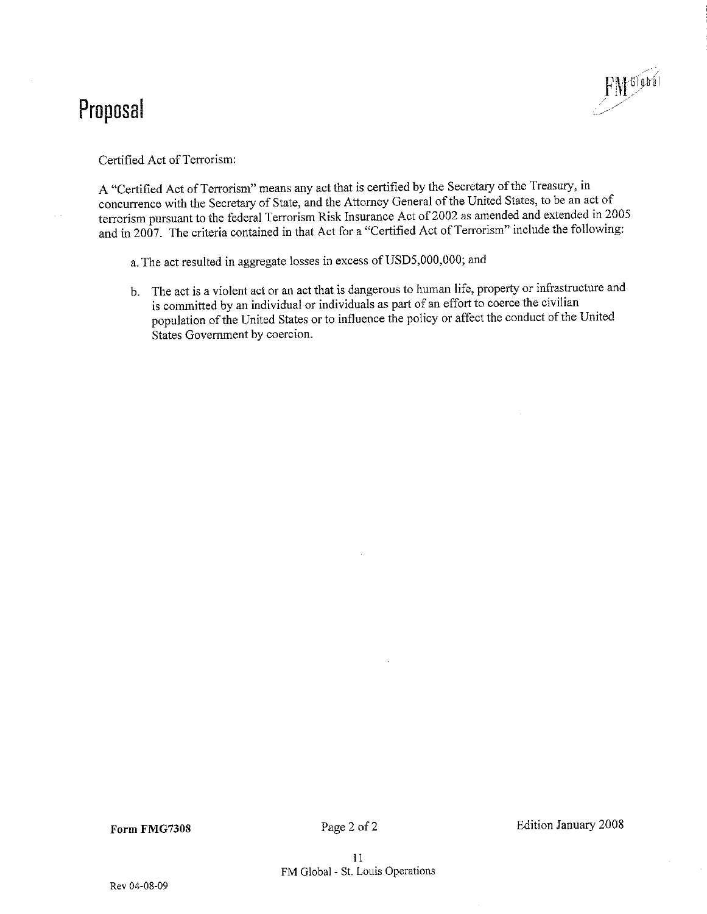# Proposal

Certified Act of Terrorism:

A "Certified Act of Terrorism" means any act that is certified by the Secretary of the Treasury, in concurrence with the Secretary of State, and the Attorney General of the United States, to be an act of terrorism pursuant to the federal Terrorism Risk Insurance Act of 2002 as amended and extended in 2005 and in 2007. The criteria contained in that Act for a "Certified Act of Terrorism" include the following:

a. The act resulted in aggregate losses in excess of USD5,000,000; and

b. The act is a violent act or an act that is dangerous to human life, property or infrastructure and is committed by an individual or individuals as part of an effort to coerce the civilian population of the United States or to influence the policy or affect the conduct of the United States Government by coercion.

**Form FMG7308** Edition January 2008

FM Global - St. Louis Operations

Rev 04-08-09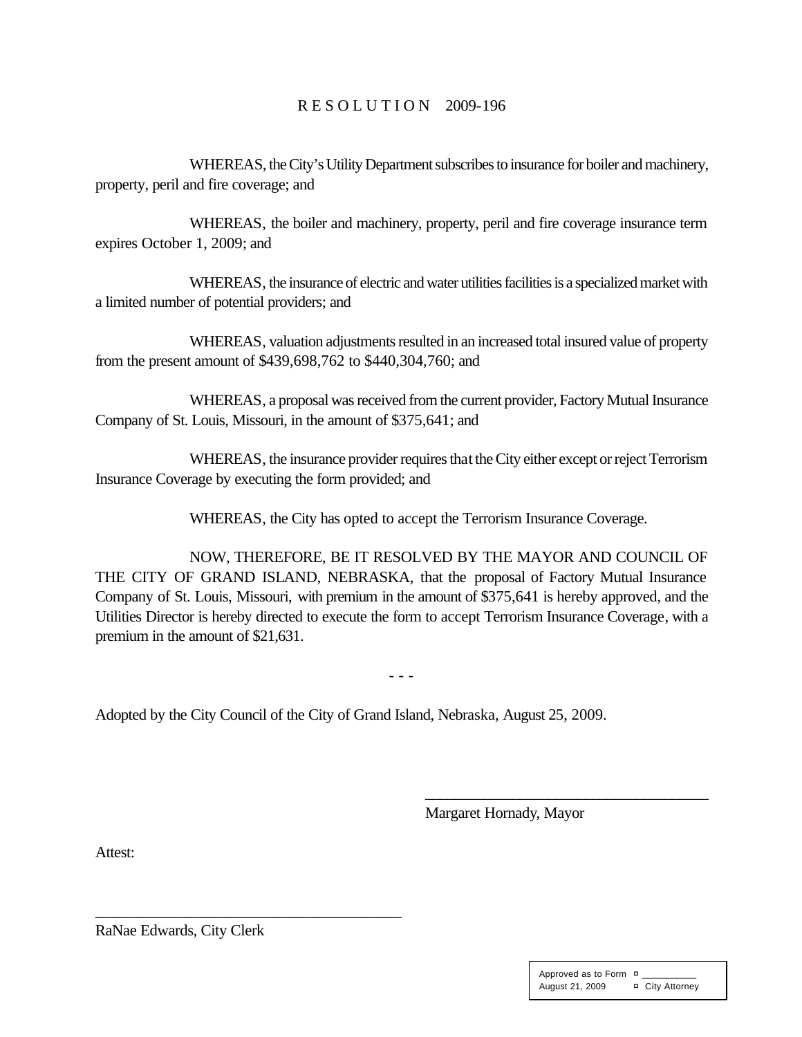# RESOLUTION 2009-196

WHEREAS, the City's Utility Department subscribes to insurance for boiler and machinery, property, peril and fire coverage; and

WHEREAS, the boiler and machinery, property, peril and fire coverage insurance term expires October 1, 2009; and

WHEREAS, the insurance of electric and water utilities facilities is a specialized market with a limited number of potential providers; and

WHEREAS, valuation adjustments resulted in an increased total insured value of property from the present amount of $439,698,762 to $440,304,760; and

WHEREAS, a proposal was received from the current provider, Factory Mutual Insurance Company of St. Louis, Missouri, in the amount of $375,641; and

WHEREAS, the insurance provider requires that the City either except or reject Terrorism Insurance Coverage by executing the form provided; and

WHEREAS, the City has opted to accept the Terrorism Insurance Coverage.

NOW, THEREFORE, BE IT RESOLVED BY THE MAYOR AND COUNCIL OF THE CITY OF GRAND ISLAND, NEBRASKA, that the proposal of Factory Mutual Insurance Company of St. Louis, Missouri, with premium in the amount of $375,641 is hereby approved, and the Utilities Director is hereby directed to execute the form to accept Terrorism Insurance Coverage, with a premium in the amount of $21,631.

- - -

Adopted by the City Council of the City of Grand Island, Nebraska, August 25, 2009.

_____________________________________
Margaret Hornady, Mayor

Attest:

_______________________________________
RaNae Edwards, City Clerk

Approved as to Form ¤ ___________
August 21, 2009 ¤ City Attorney